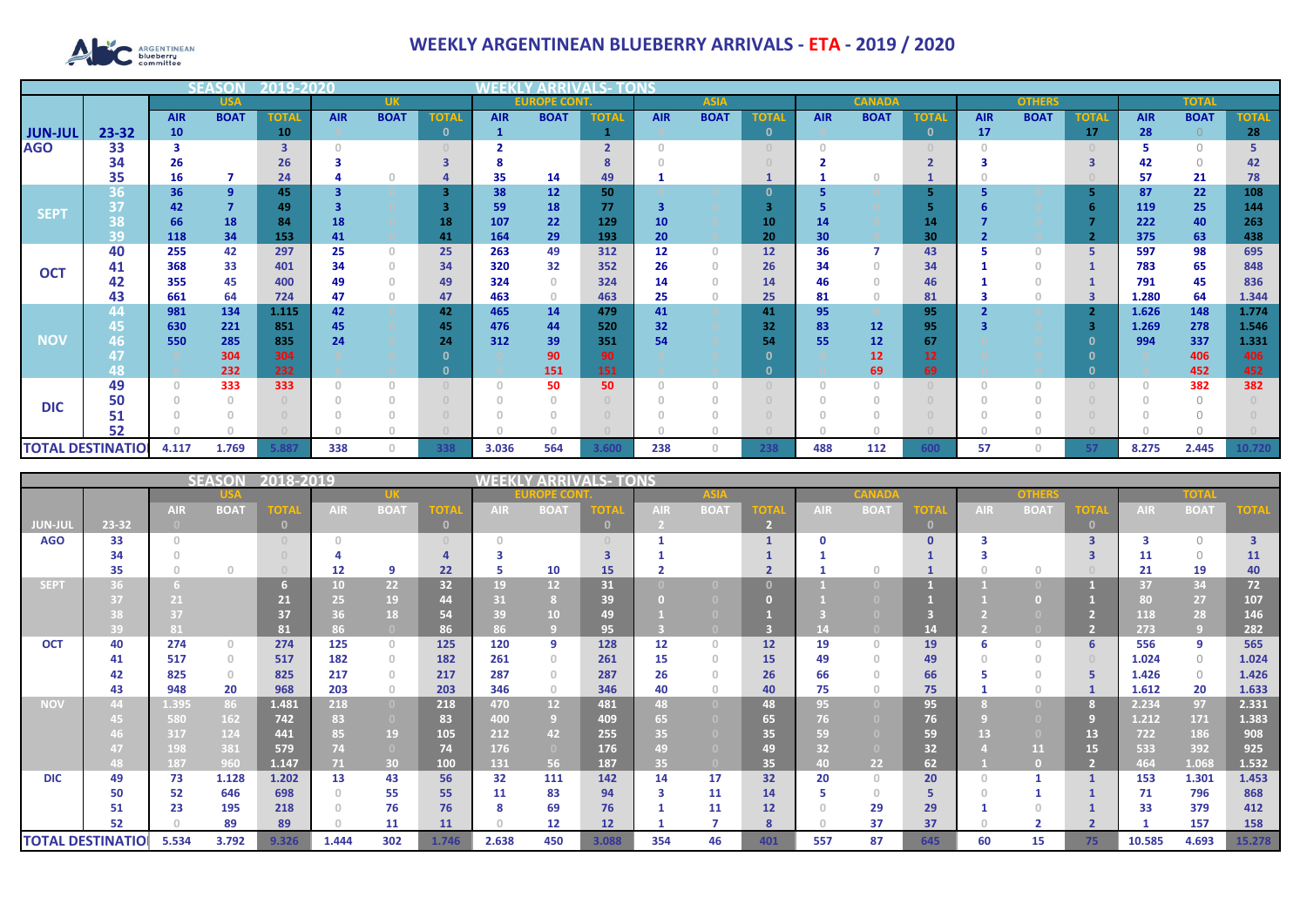# WEEKLY ARGENTINEAN BLUEBERRY ARRIVALS - ETA - 2019 / 2020

## SEASON 2019-2020 — WEEKLY ARRIVALS- TONS

| | | USA | | | UK | | | EUROPE CONT. | | | ASIA | | | CANADA | | | OTHERS | | | TOTAL | | |
|---|---|---|---|---|---|---|---|---|---|---|---|---|---|---|---|---|---|---|---|---|---|---|
| | | AIR | BOAT | TOTAL | AIR | BOAT | TOTAL | AIR | BOAT | TOTAL | AIR | BOAT | TOTAL | AIR | BOAT | TOTAL | AIR | BOAT | TOTAL | AIR | BOAT | TOTAL |
| JUN-JUL | 23-32 | 10 | | 10 | 0 | | 0 | 1 | | 1 | 0 | | 0 | 0 | | 0 | 17 | | 17 | 28 | 0 | 28 |
| AGO | 33 | 3 | | 3 | 0 | | 0 | 2 | | 2 | 0 | | 0 | 0 | | 0 | 0 | | 0 | 5 | 0 | 5 |
| | 34 | 26 | | 26 | 3 | | 3 | 8 | | 8 | 0 | | 0 | 2 | | 2 | 3 | | 3 | 42 | 0 | 42 |
| | 35 | 16 | 7 | 24 | 4 | 0 | 4 | 35 | 14 | 49 | 1 | | 1 | 1 | 0 | 1 | 0 | | 0 | 57 | 21 | 78 |
| SEPT | 36 | 36 | 9 | 45 | 3 | 0 | 3 | 38 | 12 | 50 | 0 | 0 | 0 | 5 | 0 | 5 | 5 | 0 | 5 | 87 | 22 | 108 |
| | 37 | 42 | 7 | 49 | 3 | 0 | 3 | 59 | 18 | 77 | 3 | 0 | 3 | 5 | 0 | 5 | 6 | 0 | 6 | 119 | 25 | 144 |
| | 38 | 66 | 18 | 84 | 18 | 0 | 18 | 107 | 22 | 129 | 10 | 0 | 10 | 14 | 0 | 14 | 7 | 0 | 7 | 222 | 40 | 263 |
| | 39 | 118 | 34 | 153 | 41 | 0 | 41 | 164 | 29 | 193 | 20 | 0 | 20 | 30 | 0 | 30 | 2 | 0 | 2 | 375 | 63 | 438 |
| OCT | 40 | 255 | 42 | 297 | 25 | 0 | 25 | 263 | 49 | 312 | 12 | 0 | 12 | 36 | 7 | 43 | 5 | 0 | 5 | 597 | 98 | 695 |
| | 41 | 368 | 33 | 401 | 34 | 0 | 34 | 320 | 32 | 352 | 26 | 0 | 26 | 34 | 0 | 34 | 1 | 0 | 1 | 783 | 65 | 848 |
| | 42 | 355 | 45 | 400 | 49 | 0 | 49 | 324 | 0 | 324 | 14 | 0 | 14 | 46 | 0 | 46 | 1 | 0 | 1 | 791 | 45 | 836 |
| | 43 | 661 | 64 | 724 | 47 | 0 | 47 | 463 | 0 | 463 | 25 | 0 | 25 | 81 | 0 | 81 | 3 | 0 | 3 | 1.280 | 64 | 1.344 |
| NOV | 44 | 981 | 134 | 1.115 | 42 | 0 | 42 | 465 | 14 | 479 | 41 | 0 | 41 | 95 | 0 | 95 | 2 | 0 | 2 | 1.626 | 148 | 1.774 |
| | 45 | 630 | 221 | 851 | 45 | 0 | 45 | 476 | 44 | 520 | 32 | 0 | 32 | 83 | 12 | 95 | 3 | 0 | 3 | 1.269 | 278 | 1.546 |
| | 46 | 550 | 285 | 835 | 24 | 0 | 24 | 312 | 39 | 351 | 54 | 0 | 54 | 55 | 12 | 67 | 0 | 0 | 0 | 994 | 337 | 1.331 |
| | 47 | 0 | 304 | 304 | 0 | 0 | 0 | 0 | 90 | 90 | 0 | 0 | 0 | 0 | 12 | 12 | 0 | 0 | 0 | 0 | 406 | 406 |
| | 48 | 0 | 232 | 232 | 0 | 0 | 0 | 0 | 151 | 151 | 0 | 0 | 0 | 0 | 69 | 69 | 0 | 0 | 0 | 0 | 452 | 452 |
| DIC | 49 | 0 | 333 | 333 | 0 | 0 | 0 | 0 | 50 | 50 | 0 | 0 | 0 | 0 | 0 | 0 | 0 | 0 | 0 | 0 | 382 | 382 |
| | 50 | 0 | 0 | 0 | 0 | 0 | 0 | 0 | 0 | 0 | 0 | 0 | 0 | 0 | 0 | 0 | 0 | 0 | 0 | 0 | 0 | 0 |
| | 51 | 0 | 0 | 0 | 0 | 0 | 0 | 0 | 0 | 0 | 0 | 0 | 0 | 0 | 0 | 0 | 0 | 0 | 0 | 0 | 0 | 0 |
| | 52 | 0 | 0 | 0 | 0 | 0 | 0 | 0 | 0 | 0 | 0 | 0 | 0 | 0 | 0 | 0 | 0 | 0 | 0 | 0 | 0 | 0 |
| TOTAL DESTINATION | | 4.117 | 1.769 | 5.887 | 338 | 0 | 338 | 3.036 | 564 | 3.600 | 238 | 0 | 238 | 488 | 112 | 600 | 57 | 0 | 57 | 8.275 | 2.445 | 10.720 |

## SEASON 2018-2019 — WEEKLY ARRIVALS- TONS

| | | USA | | | UK | | | EUROPE CONT. | | | ASIA | | | CANADA | | | OTHERS | | | TOTAL | | |
|---|---|---|---|---|---|---|---|---|---|---|---|---|---|---|---|---|---|---|---|---|---|---|
| | | AIR | BOAT | TOTAL | AIR | BOAT | TOTAL | AIR | BOAT | TOTAL | AIR | BOAT | TOTAL | AIR | BOAT | TOTAL | AIR | BOAT | TOTAL | AIR | BOAT | TOTAL |
| JUN-JUL | 23-32 | 0 | | 0 | | | 0 | | | 0 | 2 | | 2 | | | 0 | | | 0 | | | |
| AGO | 33 | 0 | | 0 | 0 | | 0 | 0 | | 0 | 1 | | 1 | 0 | | 0 | 3 | | 3 | 3 | 0 | 3 |
| | 34 | 0 | | 0 | 4 | | 4 | 3 | | 3 | 1 | | 1 | 1 | | 1 | 3 | | 3 | 11 | 0 | 11 |
| | 35 | 0 | 0 | 0 | 12 | 9 | 22 | 5 | 10 | 15 | 2 | | 2 | 1 | 0 | 1 | 0 | 0 | 0 | 21 | 19 | 40 |
| SEPT | 36 | 6 | | 6 | 10 | 22 | 32 | 19 | 12 | 31 | 0 | 0 | 0 | 1 | 0 | 1 | 1 | 0 | 1 | 37 | 34 | 72 |
| | 37 | 21 | | 21 | 25 | 19 | 44 | 31 | 8 | 39 | 0 | 0 | 0 | 1 | 0 | 1 | 1 | 0 | 1 | 80 | 27 | 107 |
| | 38 | 37 | | 37 | 36 | 18 | 54 | 39 | 10 | 49 | 1 | 0 | 1 | 3 | 0 | 3 | 2 | 0 | 2 | 118 | 28 | 146 |
| | 39 | 81 | | 81 | 86 | 0 | 86 | 86 | 9 | 95 | 3 | 0 | 3 | 14 | 0 | 14 | 2 | 0 | 2 | 273 | 9 | 282 |
| OCT | 40 | 274 | 0 | 274 | 125 | 0 | 125 | 120 | 9 | 128 | 12 | 0 | 12 | 19 | 0 | 19 | 6 | 0 | 6 | 556 | 9 | 565 |
| | 41 | 517 | 0 | 517 | 182 | 0 | 182 | 261 | 0 | 261 | 15 | 0 | 15 | 49 | 0 | 49 | 0 | 0 | 0 | 1.024 | 0 | 1.024 |
| | 42 | 825 | 0 | 825 | 217 | 0 | 217 | 287 | 0 | 287 | 26 | 0 | 26 | 66 | 0 | 66 | 5 | 0 | 5 | 1.426 | 0 | 1.426 |
| | 43 | 948 | 20 | 968 | 203 | 0 | 203 | 346 | 0 | 346 | 40 | 0 | 40 | 75 | 0 | 75 | 1 | 0 | 1 | 1.612 | 20 | 1.633 |
| NOV | 44 | 1.395 | 86 | 1.481 | 218 | 0 | 218 | 470 | 12 | 481 | 48 | 0 | 48 | 95 | 0 | 95 | 8 | 0 | 8 | 2.234 | 97 | 2.331 |
| | 45 | 580 | 162 | 742 | 83 | 0 | 83 | 400 | 9 | 409 | 65 | 0 | 65 | 76 | 0 | 76 | 9 | 0 | 9 | 1.212 | 171 | 1.383 |
| | 46 | 317 | 124 | 441 | 85 | 19 | 105 | 212 | 42 | 255 | 35 | 0 | 35 | 59 | 0 | 59 | 13 | 0 | 13 | 722 | 186 | 908 |
| | 47 | 198 | 381 | 579 | 74 | 0 | 74 | 176 | 0 | 176 | 49 | 0 | 49 | 32 | 0 | 32 | 4 | 11 | 15 | 533 | 392 | 925 |
| | 48 | 187 | 960 | 1.147 | 71 | 30 | 100 | 131 | 56 | 187 | 35 | 0 | 35 | 40 | 22 | 62 | 1 | 0 | 2 | 464 | 1.068 | 1.532 |
| DIC | 49 | 73 | 1.128 | 1.202 | 13 | 43 | 56 | 32 | 111 | 142 | 14 | 17 | 32 | 20 | 0 | 20 | 0 | 1 | 1 | 153 | 1.301 | 1.453 |
| | 50 | 52 | 646 | 698 | 0 | 55 | 55 | 11 | 83 | 94 | 3 | 11 | 14 | 5 | 0 | 5 | 0 | 1 | 1 | 71 | 796 | 868 |
| | 51 | 23 | 195 | 218 | 0 | 76 | 76 | 8 | 69 | 76 | 1 | 11 | 12 | 0 | 29 | 29 | 1 | 0 | 1 | 33 | 379 | 412 |
| | 52 | 0 | 89 | 89 | 0 | 11 | 11 | 0 | 12 | 12 | 1 | 7 | 8 | 0 | 37 | 37 | 0 | 2 | 2 | 1 | 157 | 158 |
| TOTAL DESTINATION | | 5.534 | 3.792 | 9.326 | 1.444 | 302 | 1.746 | 2.638 | 450 | 3.088 | 354 | 46 | 401 | 557 | 87 | 645 | 60 | 15 | 75 | 10.585 | 4.693 | 15.278 |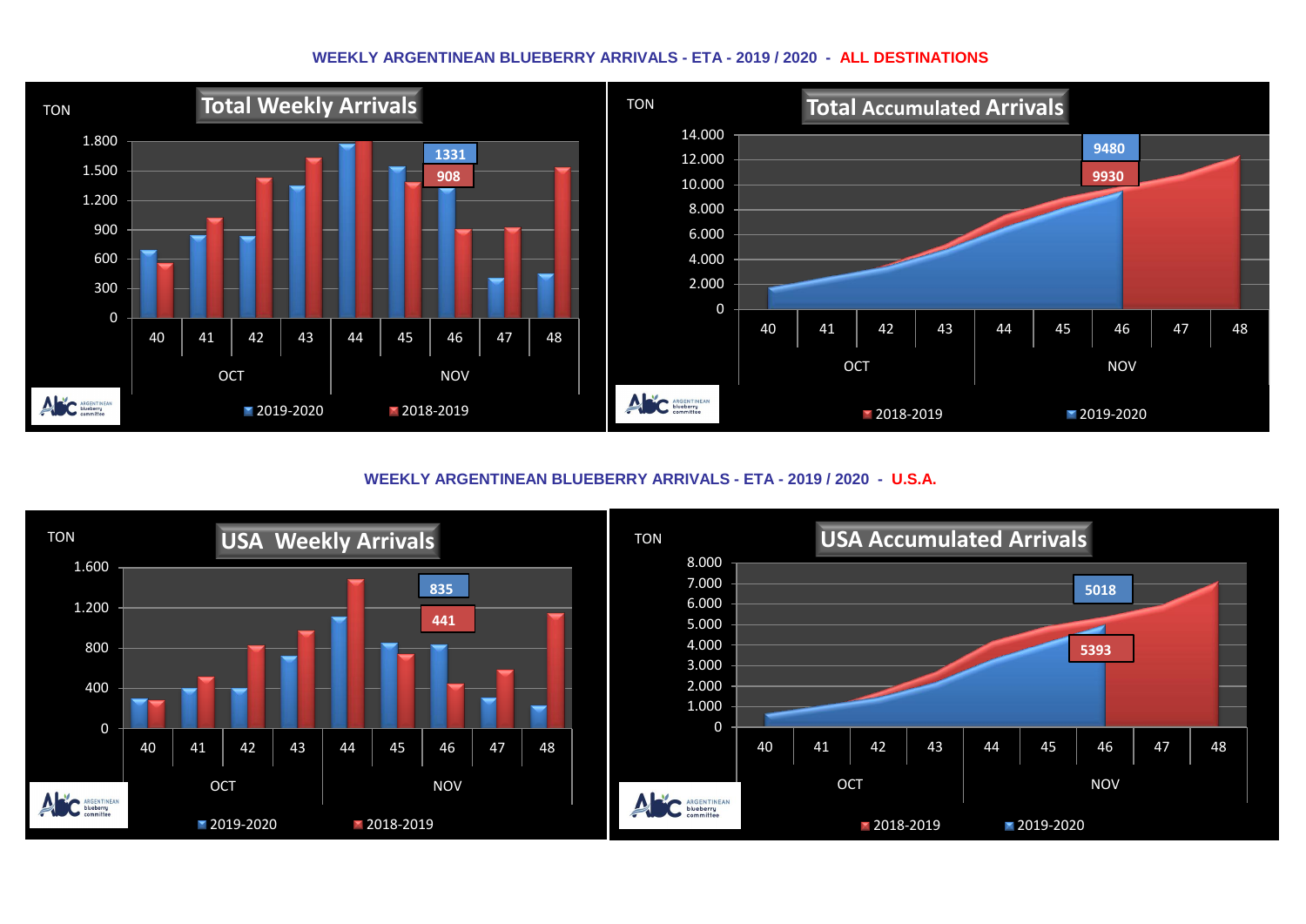## WEEKLY ARGENTINEAN BLUEBERRY ARRIVALS - ETA - 2019 / 2020 - ALL DESTINATIONS

**Total Weekly Arrivals**

TON

1.800
1.500
1.200
900
600
300
0

40 41 42 43 44 45 46 47 48

OCT NOV

1331
908

2019-2020 2018-2019

**Total Accumulated Arrivals**

TON

14.000
12.000
10.000
8.000
6.000
4.000
2.000
0

40 41 42 43 44 45 46 47 48

OCT NOV

9480
9930

2018-2019 2019-2020

## WEEKLY ARGENTINEAN BLUEBERRY ARRIVALS - ETA - 2019 / 2020 - U.S.A.

**USA Weekly Arrivals**

TON

1.600
1.200
800
400
0

40 41 42 43 44 45 46 47 48

OCT NOV

835
441

2019-2020 2018-2019

**USA Accumulated Arrivals**

TON

8.000
7.000
6.000
5.000
4.000
3.000
2.000
1.000
0

40 41 42 43 44 45 46 47 48

OCT NOV

5018
5393

2018-2019 2019-2020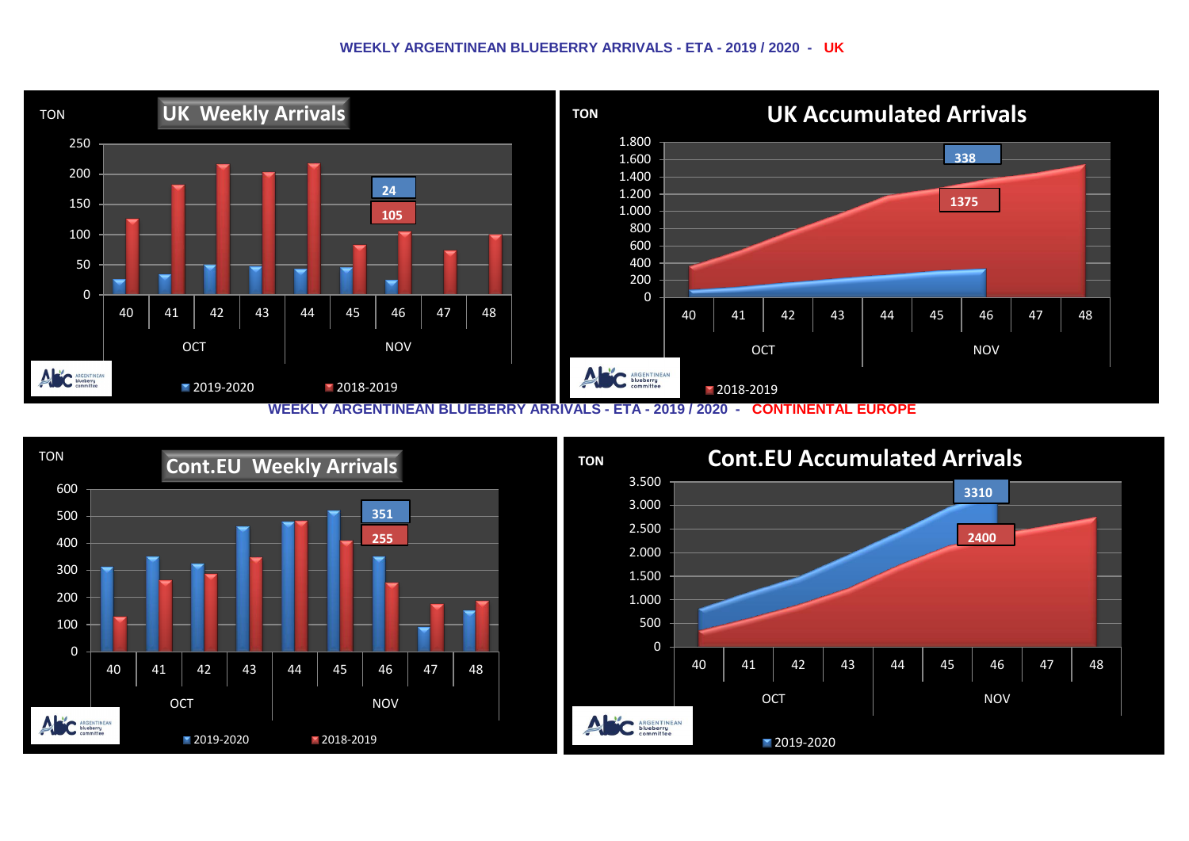## WEEKLY ARGENTINEAN BLUEBERRY ARRIVALS - ETA - 2019 / 2020 - UK

### UK Weekly Arrivals

TON

250, 200, 150, 100, 50, 0

40 41 42 43 44 45 46 47 48

OCT NOV

24

105

2019-2020 2018-2019

### UK Accumulated Arrivals

TON

1.800, 1.600, 1.400, 1.200, 1.000, 800, 600, 400, 200, 0

40 41 42 43 44 45 46 47 48

OCT NOV

338

1375

2018-2019

## WEEKLY ARGENTINEAN BLUEBERRY ARRIVALS - ETA - 2019 / 2020 - CONTINENTAL EUROPE

### Cont.EU Weekly Arrivals

TON

600, 500, 400, 300, 200, 100, 0

40 41 42 43 44 45 46 47 48

OCT NOV

351

255

2019-2020 2018-2019

### Cont.EU Accumulated Arrivals

TON

3.500, 3.000, 2.500, 2.000, 1.500, 1.000, 500, 0

40 41 42 43 44 45 46 47 48

OCT NOV

3310

2400

2019-2020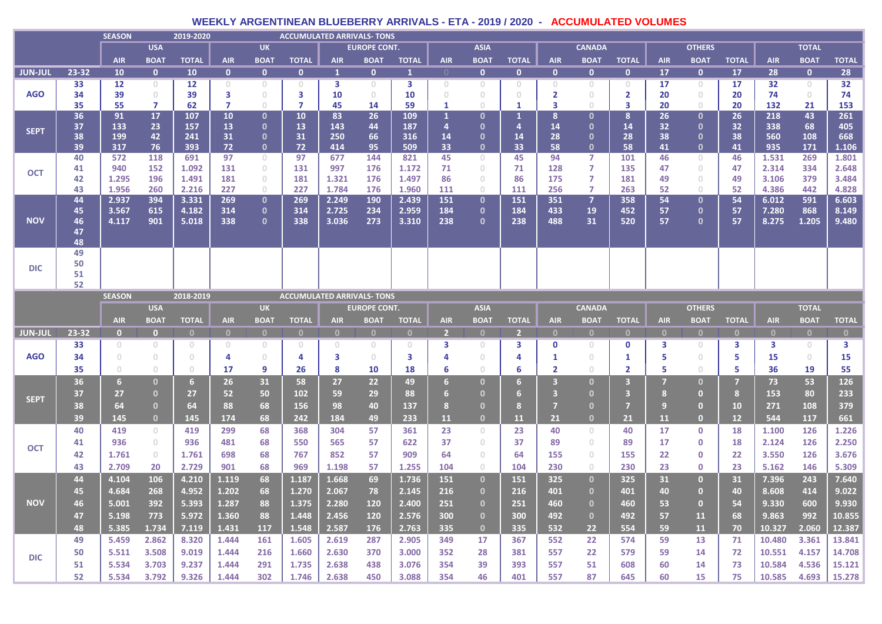# WEEKLY ARGENTINEAN BLUEBERRY ARRIVALS - ETA - 2019 / 2020 - ACCUMULATED VOLUMES

| SEASON | 2019-2020 | ACCUMULATED ARRIVALS- TONS | | | | | | | | | | | | | | | | | | | | | |
|---|---|---|---|---|---|---|---|---|---|---|---|---|---|---|---|---|---|---|---|---|---|---|
| | | USA | | | UK | | | EUROPE CONT. | | | ASIA | | | CANADA | | | OTHERS | | | TOTAL | | |
| | | AIR | BOAT | TOTAL | AIR | BOAT | TOTAL | AIR | BOAT | TOTAL | AIR | BOAT | TOTAL | AIR | BOAT | TOTAL | AIR | BOAT | TOTAL | AIR | BOAT | TOTAL |
| JUN-JUL | 23-32 | 10 | 0 | 10 | 0 | 0 | 0 | 1 | 0 | 1 | 0 | 0 | 0 | 0 | 0 | 0 | 17 | 0 | 17 | 28 | 0 | 28 |
| AGO | 33 | 12 | 0 | 12 | 0 | 0 | 0 | 3 | 0 | 3 | 0 | 0 | 0 | 0 | 0 | 0 | 17 | 0 | 17 | 32 | 0 | 32 |
| | 34 | 39 | 0 | 39 | 3 | 0 | 3 | 10 | 0 | 10 | 0 | 0 | 0 | 2 | 0 | 2 | 20 | 0 | 20 | 74 | 0 | 74 |
| | 35 | 55 | 7 | 62 | 7 | 0 | 7 | 45 | 14 | 59 | 1 | 0 | 1 | 3 | 0 | 3 | 20 | 0 | 20 | 132 | 21 | 153 |
| SEPT | 36 | 91 | 17 | 107 | 10 | 0 | 10 | 83 | 26 | 109 | 1 | 0 | 1 | 8 | 0 | 8 | 26 | 0 | 26 | 218 | 43 | 261 |
| | 37 | 133 | 23 | 157 | 13 | 0 | 13 | 143 | 44 | 187 | 4 | 0 | 4 | 14 | 0 | 14 | 32 | 0 | 32 | 338 | 68 | 405 |
| | 38 | 199 | 42 | 241 | 31 | 0 | 31 | 250 | 66 | 316 | 14 | 0 | 14 | 28 | 0 | 28 | 38 | 0 | 38 | 560 | 108 | 668 |
| | 39 | 317 | 76 | 393 | 72 | 0 | 72 | 414 | 95 | 509 | 33 | 0 | 33 | 58 | 0 | 58 | 41 | 0 | 41 | 935 | 171 | 1.106 |
| OCT | 40 | 572 | 118 | 691 | 97 | 0 | 97 | 677 | 144 | 821 | 45 | 0 | 45 | 94 | 7 | 101 | 46 | 0 | 46 | 1.531 | 269 | 1.801 |
| | 41 | 940 | 152 | 1.092 | 131 | 0 | 131 | 997 | 176 | 1.172 | 71 | 0 | 71 | 128 | 7 | 135 | 47 | 0 | 47 | 2.314 | 334 | 2.648 |
| | 42 | 1.295 | 196 | 1.491 | 181 | 0 | 181 | 1.321 | 176 | 1.497 | 86 | 0 | 86 | 175 | 7 | 181 | 49 | 0 | 49 | 3.106 | 379 | 3.484 |
| | 43 | 1.956 | 260 | 2.216 | 227 | 0 | 227 | 1.784 | 176 | 1.960 | 111 | 0 | 111 | 256 | 7 | 263 | 52 | 0 | 52 | 4.386 | 442 | 4.828 |
| NOV | 44 | 2.937 | 394 | 3.331 | 269 | 0 | 269 | 2.249 | 190 | 2.439 | 151 | 0 | 151 | 351 | 7 | 358 | 54 | 0 | 54 | 6.012 | 591 | 6.603 |
| | 45 | 3.567 | 615 | 4.182 | 314 | 0 | 314 | 2.725 | 234 | 2.959 | 184 | 0 | 184 | 433 | 19 | 452 | 57 | 0 | 57 | 7.280 | 868 | 8.149 |
| | 46 | 4.117 | 901 | 5.018 | 338 | 0 | 338 | 3.036 | 273 | 3.310 | 238 | 0 | 238 | 488 | 31 | 520 | 57 | 0 | 57 | 8.275 | 1.205 | 9.480 |
| | 47 | | | | | | | | | | | | | | | | | | | | | |
| | 48 | | | | | | | | | | | | | | | | | | | | | |
| DIC | 49 | | | | | | | | | | | | | | | | | | | | | |
| | 50 | | | | | | | | | | | | | | | | | | | | | |
| | 51 | | | | | | | | | | | | | | | | | | | | | |
| | 52 | | | | | | | | | | | | | | | | | | | | | |

| SEASON | 2018-2019 | ACCUMULATED ARRIVALS- TONS | | | | | | | | | | | | | | | | | | | | |
|---|---|---|---|---|---|---|---|---|---|---|---|---|---|---|---|---|---|---|---|---|---|---|
| | | USA | | | UK | | | EUROPE CONT. | | | ASIA | | | CANADA | | | OTHERS | | | TOTAL | | |
| | | AIR | BOAT | TOTAL | AIR | BOAT | TOTAL | AIR | BOAT | TOTAL | AIR | BOAT | TOTAL | AIR | BOAT | TOTAL | AIR | BOAT | TOTAL | AIR | BOAT | TOTAL |
| JUN-JUL | 23-32 | 0 | 0 | 0 | 0 | 0 | 0 | 0 | 0 | 0 | 2 | 0 | 2 | 0 | 0 | 0 | 0 | 0 | 0 | 0 | 0 | 0 |
| AGO | 33 | 0 | 0 | 0 | 0 | 0 | 0 | 0 | 0 | 0 | 3 | 0 | 3 | 0 | 0 | 0 | 3 | 0 | 3 | 3 | 0 | 3 |
| | 34 | 0 | 0 | 0 | 4 | 0 | 4 | 3 | 0 | 3 | 4 | 0 | 4 | 1 | 0 | 1 | 5 | 0 | 5 | 15 | 0 | 15 |
| | 35 | 0 | 0 | 0 | 17 | 9 | 26 | 8 | 10 | 18 | 6 | 0 | 6 | 2 | 0 | 2 | 5 | 0 | 5 | 36 | 19 | 55 |
| SEPT | 36 | 6 | 0 | 6 | 26 | 31 | 58 | 27 | 22 | 49 | 6 | 0 | 6 | 3 | 0 | 3 | 7 | 0 | 7 | 73 | 53 | 126 |
| | 37 | 27 | 0 | 27 | 52 | 50 | 102 | 59 | 29 | 88 | 6 | 0 | 6 | 3 | 0 | 3 | 8 | 0 | 8 | 153 | 80 | 233 |
| | 38 | 64 | 0 | 64 | 88 | 68 | 156 | 98 | 40 | 137 | 8 | 0 | 8 | 7 | 0 | 7 | 9 | 0 | 10 | 271 | 108 | 379 |
| | 39 | 145 | 0 | 145 | 174 | 68 | 242 | 184 | 49 | 233 | 11 | 0 | 11 | 21 | 0 | 21 | 11 | 0 | 12 | 544 | 117 | 661 |
| OCT | 40 | 419 | 0 | 419 | 299 | 68 | 368 | 304 | 57 | 361 | 23 | 0 | 23 | 40 | 0 | 40 | 17 | 0 | 18 | 1.100 | 126 | 1.226 |
| | 41 | 936 | 0 | 936 | 481 | 68 | 550 | 565 | 57 | 622 | 37 | 0 | 37 | 89 | 0 | 89 | 17 | 0 | 18 | 2.124 | 126 | 2.250 |
| | 42 | 1.761 | 0 | 1.761 | 698 | 68 | 767 | 852 | 57 | 909 | 64 | 0 | 64 | 155 | 0 | 155 | 22 | 0 | 22 | 3.550 | 126 | 3.676 |
| | 43 | 2.709 | 20 | 2.729 | 901 | 68 | 969 | 1.198 | 57 | 1.255 | 104 | 0 | 104 | 230 | 0 | 230 | 23 | 0 | 23 | 5.162 | 146 | 5.309 |
| NOV | 44 | 4.104 | 106 | 4.210 | 1.119 | 68 | 1.187 | 1.668 | 69 | 1.736 | 151 | 0 | 151 | 325 | 0 | 325 | 31 | 0 | 31 | 7.396 | 243 | 7.640 |
| | 45 | 4.684 | 268 | 4.952 | 1.202 | 68 | 1.270 | 2.067 | 78 | 2.145 | 216 | 0 | 216 | 401 | 0 | 401 | 40 | 0 | 40 | 8.608 | 414 | 9.022 |
| | 46 | 5.001 | 392 | 5.393 | 1.287 | 88 | 1.375 | 2.280 | 120 | 2.400 | 251 | 0 | 251 | 460 | 0 | 460 | 53 | 0 | 54 | 9.330 | 600 | 9.930 |
| | 47 | 5.198 | 773 | 5.972 | 1.360 | 88 | 1.448 | 2.456 | 120 | 2.576 | 300 | 0 | 300 | 492 | 0 | 492 | 57 | 11 | 68 | 9.863 | 992 | 10.855 |
| | 48 | 5.385 | 1.734 | 7.119 | 1.431 | 117 | 1.548 | 2.587 | 176 | 2.763 | 335 | 0 | 335 | 532 | 22 | 554 | 59 | 11 | 70 | 10.327 | 2.060 | 12.387 |
| DIC | 49 | 5.459 | 2.862 | 8.320 | 1.444 | 161 | 1.605 | 2.619 | 287 | 2.905 | 349 | 17 | 367 | 552 | 22 | 574 | 59 | 13 | 71 | 10.480 | 3.361 | 13.841 |
| | 50 | 5.511 | 3.508 | 9.019 | 1.444 | 216 | 1.660 | 2.630 | 370 | 3.000 | 352 | 28 | 381 | 557 | 22 | 579 | 59 | 14 | 72 | 10.551 | 4.157 | 14.708 |
| | 51 | 5.534 | 3.703 | 9.237 | 1.444 | 291 | 1.735 | 2.638 | 438 | 3.076 | 354 | 39 | 393 | 557 | 51 | 608 | 60 | 14 | 73 | 10.584 | 4.536 | 15.121 |
| | 52 | 5.534 | 3.792 | 9.326 | 1.444 | 302 | 1.746 | 2.638 | 450 | 3.088 | 354 | 46 | 401 | 557 | 87 | 645 | 60 | 15 | 75 | 10.585 | 4.693 | 15.278 |